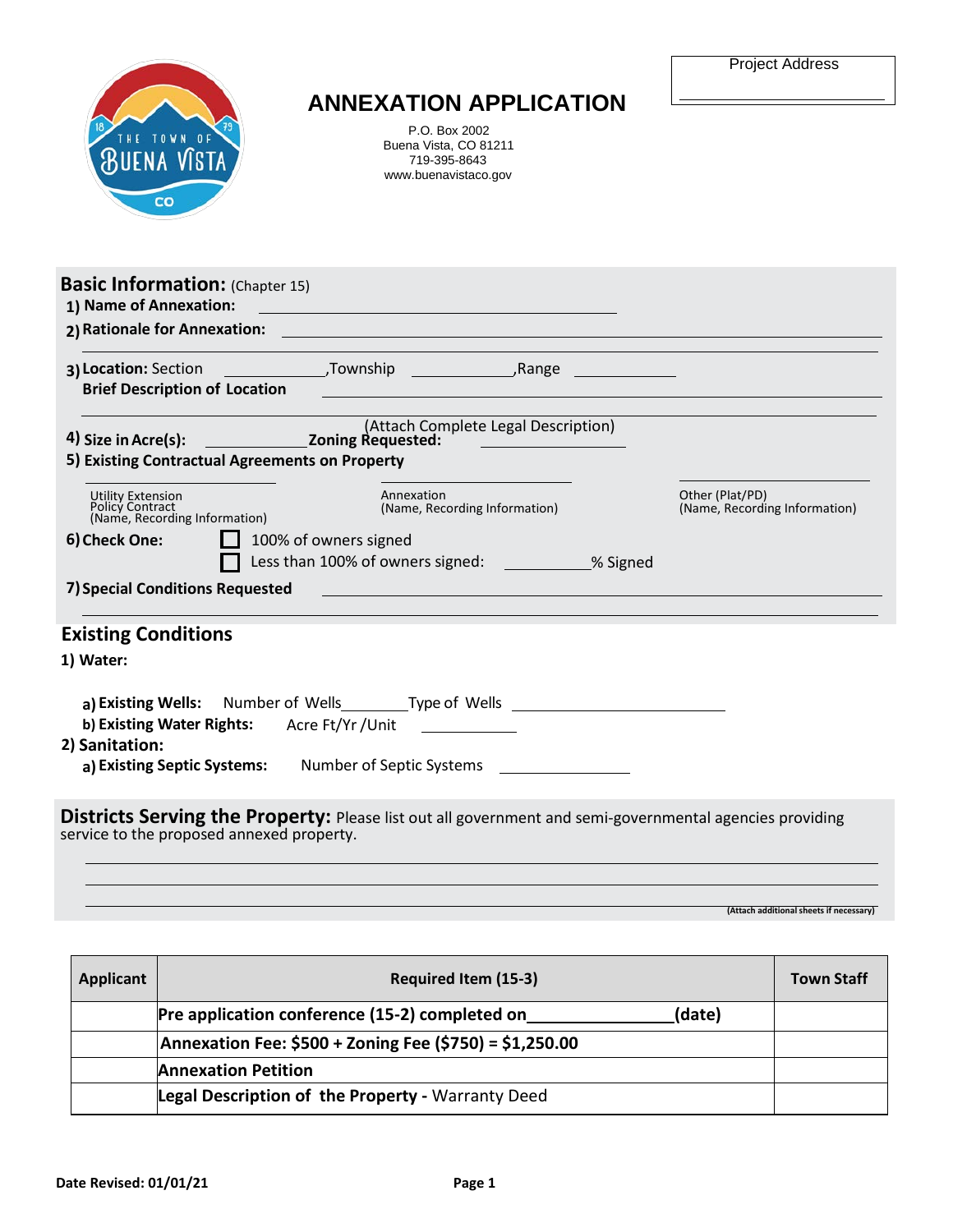Project Address

_______________

# ANNEXATION APPLICATION

P.O. Box 2002
Buena Vista, CO 81211
719-395-8643
www.buenavistaco.gov

## Basic Information: (Chapter 15)

**1) Name of Annexation:** _______________

**2) Rationale for Annexation:** _______________

_______________

**3) Location:** Section _______________,Township _______________,Range _______________

**Brief Description of Location** _______________

_______________

(Attach Complete Legal Description)

**4) Size in Acre(s):** _______________ **Zoning Requested:** _______________

**5) Existing Contractual Agreements on Property**

_______________ Utility Extension Policy Contract (Name, Recording Information)

_______________ Annexation (Name, Recording Information)

_______________ Other (Plat/PD) (Name, Recording Information)

**6) Check One:**

☐ 100% of owners signed

☐ Less than 100% of owners signed: _______________% Signed

**7) Special Conditions Requested** _______________

_______________

## Existing Conditions

**1) Water:**

**a) Existing Wells:** Number of Wells_______________Type of Wells _______________

**b) Existing Water Rights:** Acre Ft/Yr /Unit _______________

**2) Sanitation:**

**a) Existing Septic Systems:** Number of Septic Systems _______________

## Districts Serving the Property:

Please list out all government and semi-governmental agencies providing service to the proposed annexed property.

_______________

_______________

_______________

(Attach additional sheets if necessary)

| Applicant | Required Item (15-3) | Town Staff |
|---|---|---|
| | **Pre application conference (15-2) completed on_______________(date)** | |
| | **Annexation Fee: $500 + Zoning Fee ($750) = $1,250.00** | |
| | **Annexation Petition** | |
| | **Legal Description of the Property -** Warranty Deed | |

**Date Revised: 01/01/21**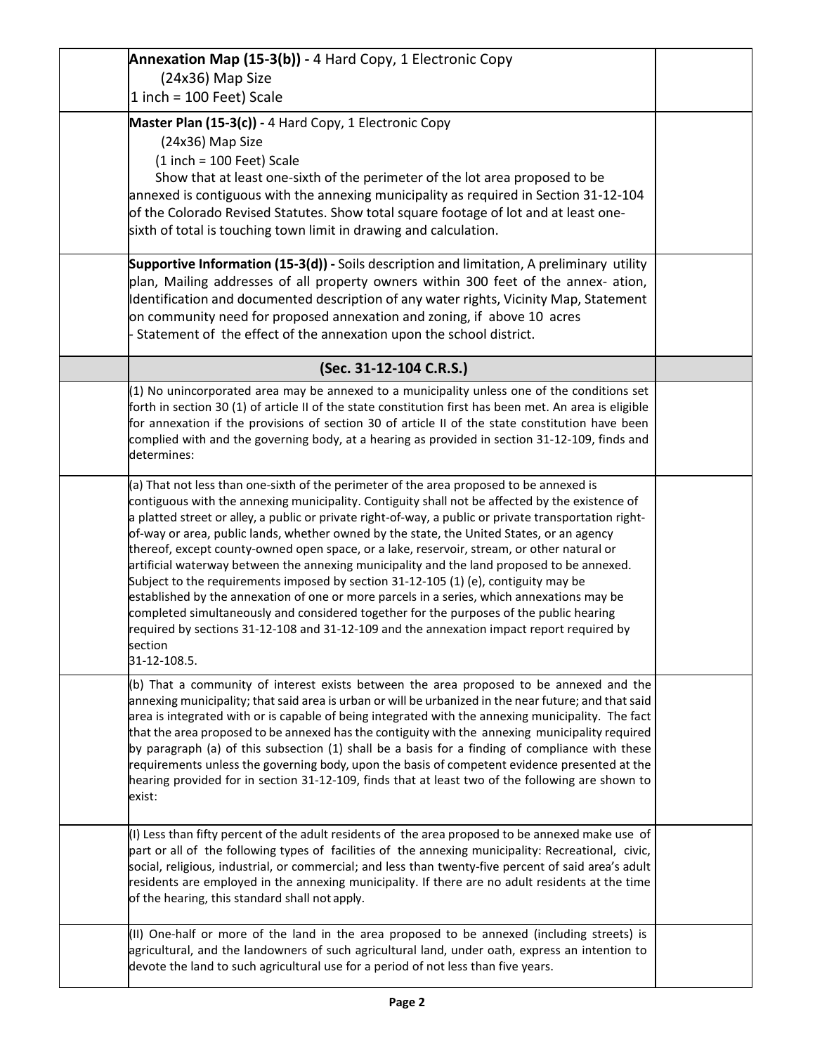| | | |
|---|---|---|
| | **Annexation Map (15-3(b)) -** 4 Hard Copy, 1 Electronic Copy<br>(24x36) Map Size<br>1 inch = 100 Feet) Scale | |
| | **Master Plan (15-3(c)) -** 4 Hard Copy, 1 Electronic Copy<br>(24x36) Map Size<br>(1 inch = 100 Feet) Scale<br>Show that at least one-sixth of the perimeter of the lot area proposed to be annexed is contiguous with the annexing municipality as required in Section 31-12-104 of the Colorado Revised Statutes. Show total square footage of lot and at least one-sixth of total is touching town limit in drawing and calculation. | |
| | **Supportive Information (15-3(d)) -** Soils description and limitation, A preliminary utility plan, Mailing addresses of all property owners within 300 feet of the annex- ation, Identification and documented description of any water rights, Vicinity Map, Statement on community need for proposed annexation and zoning, if above 10 acres<br>- Statement of the effect of the annexation upon the school district. | |
| | **(Sec. 31-12-104 C.R.S.)** | |
| | (1) No unincorporated area may be annexed to a municipality unless one of the conditions set forth in section 30 (1) of article II of the state constitution first has been met. An area is eligible for annexation if the provisions of section 30 of article II of the state constitution have been complied with and the governing body, at a hearing as provided in section 31-12-109, finds and determines: | |
| | (a) That not less than one-sixth of the perimeter of the area proposed to be annexed is contiguous with the annexing municipality. Contiguity shall not be affected by the existence of a platted street or alley, a public or private right-of-way, a public or private transportation right-of-way or area, public lands, whether owned by the state, the United States, or an agency thereof, except county-owned open space, or a lake, reservoir, stream, or other natural or artificial waterway between the annexing municipality and the land proposed to be annexed. Subject to the requirements imposed by section 31-12-105 (1) (e), contiguity may be established by the annexation of one or more parcels in a series, which annexations may be completed simultaneously and considered together for the purposes of the public hearing required by sections 31-12-108 and 31-12-109 and the annexation impact report required by section<br>31-12-108.5. | |
| | (b) That a community of interest exists between the area proposed to be annexed and the annexing municipality; that said area is urban or will be urbanized in the near future; and that said area is integrated with or is capable of being integrated with the annexing municipality. The fact that the area proposed to be annexed has the contiguity with the annexing municipality required by paragraph (a) of this subsection (1) shall be a basis for a finding of compliance with these requirements unless the governing body, upon the basis of competent evidence presented at the hearing provided for in section 31-12-109, finds that at least two of the following are shown to exist: | |
| | (I) Less than fifty percent of the adult residents of the area proposed to be annexed make use of part or all of the following types of facilities of the annexing municipality: Recreational, civic, social, religious, industrial, or commercial; and less than twenty-five percent of said area's adult residents are employed in the annexing municipality. If there are no adult residents at the time of the hearing, this standard shall not apply. | |
| | (II) One-half or more of the land in the area proposed to be annexed (including streets) is agricultural, and the landowners of such agricultural land, under oath, express an intention to devote the land to such agricultural use for a period of not less than five years. | |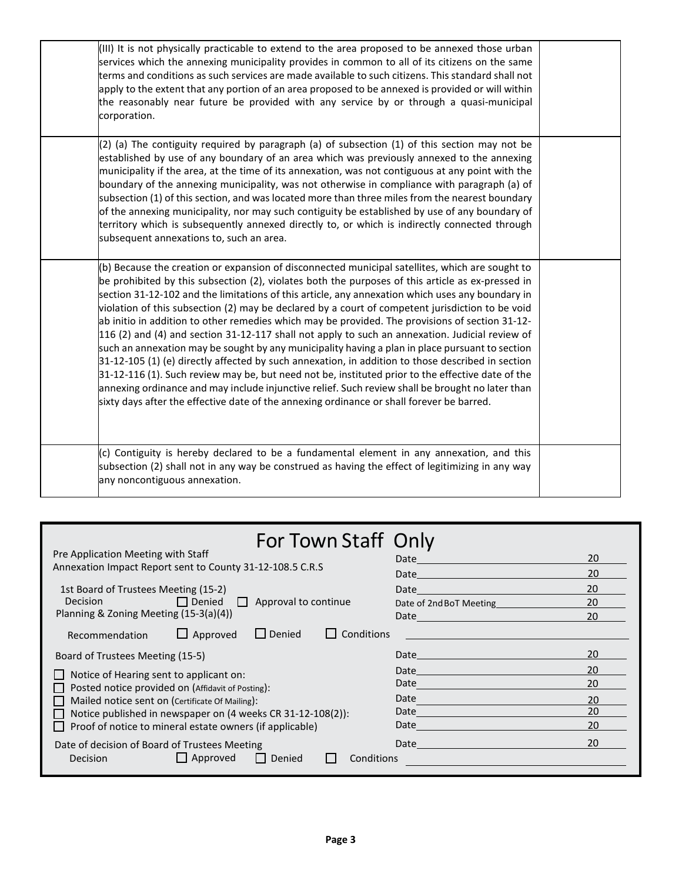| | | |
|---|---|---|
| | (III) It is not physically practicable to extend to the area proposed to be annexed those urban services which the annexing municipality provides in common to all of its citizens on the same terms and conditions as such services are made available to such citizens. This standard shall not apply to the extent that any portion of an area proposed to be annexed is provided or will within the reasonably near future be provided with any service by or through a quasi-municipal corporation. | |
| | (2) (a) The contiguity required by paragraph (a) of subsection (1) of this section may not be established by use of any boundary of an area which was previously annexed to the annexing municipality if the area, at the time of its annexation, was not contiguous at any point with the boundary of the annexing municipality, was not otherwise in compliance with paragraph (a) of subsection (1) of this section, and was located more than three miles from the nearest boundary of the annexing municipality, nor may such contiguity be established by use of any boundary of territory which is subsequently annexed directly to, or which is indirectly connected through subsequent annexations to, such an area. | |
| | (b) Because the creation or expansion of disconnected municipal satellites, which are sought to be prohibited by this subsection (2), violates both the purposes of this article as ex-pressed in section 31-12-102 and the limitations of this article, any annexation which uses any boundary in violation of this subsection (2) may be declared by a court of competent jurisdiction to be void ab initio in addition to other remedies which may be provided. The provisions of section 31-12-116 (2) and (4) and section 31-12-117 shall not apply to such an annexation. Judicial review of such an annexation may be sought by any municipality having a plan in place pursuant to section 31-12-105 (1) (e) directly affected by such annexation, in addition to those described in section 31-12-116 (1). Such review may be, but need not be, instituted prior to the effective date of the annexing ordinance and may include injunctive relief. Such review shall be brought no later than sixty days after the effective date of the annexing ordinance or shall forever be barred. | |
| | (c) Contiguity is hereby declared to be a fundamental element in any annexation, and this subsection (2) shall not in any way be construed as having the effect of legitimizing in any way any noncontiguous annexation. | |

## For Town Staff Only

Pre Application Meeting with Staff — Date\_\_\_\_\_\_\_\_\_\_ 20\_\_\_

Annexation Impact Report sent to County 31-12-108.5 C.R.S — Date\_\_\_\_\_\_\_\_\_\_ 20\_\_\_

1st Board of Trustees Meeting (15-2) — Date\_\_\_\_\_\_\_\_\_\_ 20\_\_\_

Decision ☐ Denied ☐ Approval to continue — Date of 2nd BoT Meeting\_\_\_\_\_\_\_\_\_\_ 20\_\_\_

Planning & Zoning Meeting (15-3(a)(4)) — Date\_\_\_\_\_\_\_\_\_\_ 20\_\_\_

Recommendation ☐ Approved ☐ Denied ☐ Conditions \_\_\_\_\_\_\_\_\_\_

Board of Trustees Meeting (15-5) — Date\_\_\_\_\_\_\_\_\_\_ 20\_\_\_

☐ Notice of Hearing sent to applicant on: — Date\_\_\_\_\_\_\_\_\_\_ 20\_\_\_

☐ Posted notice provided on (Affidavit of Posting): — Date\_\_\_\_\_\_\_\_\_\_ 20\_\_\_

☐ Mailed notice sent on (Certificate Of Mailing): — Date\_\_\_\_\_\_\_\_\_\_ 20\_\_\_

☐ Notice published in newspaper on (4 weeks CR 31-12-108(2)): — Date\_\_\_\_\_\_\_\_\_\_ 20\_\_\_

☐ Proof of notice to mineral estate owners (if applicable) — Date\_\_\_\_\_\_\_\_\_\_ 20\_\_\_

Date of decision of Board of Trustees Meeting — Date\_\_\_\_\_\_\_\_\_\_ 20\_\_\_

Decision ☐ Approved ☐ Denied ☐ Conditions \_\_\_\_\_\_\_\_\_\_